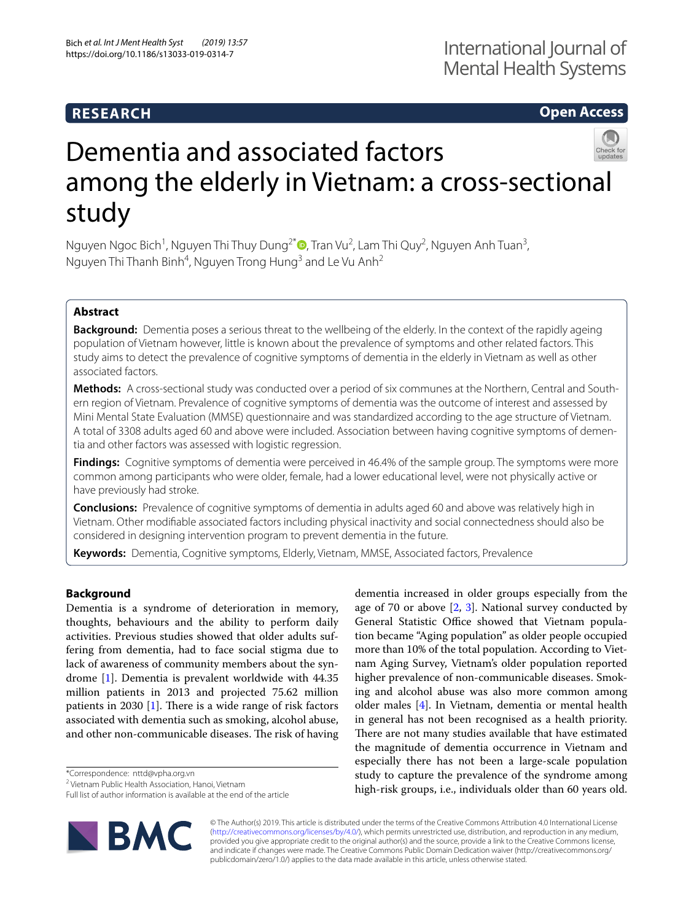RESEARCH

Open Access

# Dementia and associated factors among the elderly in Vietnam: a cross-sectional study

Nguyen Ngoc Bich[1], Nguyen Thi Thuy Dung[2*], Tran Vu[2], Lam Thi Quy[2], Nguyen Anh Tuan[3], Nguyen Thi Thanh Binh[4], Nguyen Trong Hung[3] and Le Vu Anh[2]

## Abstract

**Background:** Dementia poses a serious threat to the wellbeing of the elderly. In the context of the rapidly ageing population of Vietnam however, little is known about the prevalence of symptoms and other related factors. This study aims to detect the prevalence of cognitive symptoms of dementia in the elderly in Vietnam as well as other associated factors.

**Methods:** A cross-sectional study was conducted over a period of six communes at the Northern, Central and Southern region of Vietnam. Prevalence of cognitive symptoms of dementia was the outcome of interest and assessed by Mini Mental State Evaluation (MMSE) questionnaire and was standardized according to the age structure of Vietnam. A total of 3308 adults aged 60 and above were included. Association between having cognitive symptoms of dementia and other factors was assessed with logistic regression.

**Findings:** Cognitive symptoms of dementia were perceived in 46.4% of the sample group. The symptoms were more common among participants who were older, female, had a lower educational level, were not physically active or have previously had stroke.

**Conclusions:** Prevalence of cognitive symptoms of dementia in adults aged 60 and above was relatively high in Vietnam. Other modifiable associated factors including physical inactivity and social connectedness should also be considered in designing intervention program to prevent dementia in the future.

**Keywords:** Dementia, Cognitive symptoms, Elderly, Vietnam, MMSE, Associated factors, Prevalence

## Background

Dementia is a syndrome of deterioration in memory, thoughts, behaviours and the ability to perform daily activities. Previous studies showed that older adults suffering from dementia, had to face social stigma due to lack of awareness of community members about the syndrome [1]. Dementia is prevalent worldwide with 44.35 million patients in 2013 and projected 75.62 million patients in 2030 [1]. There is a wide range of risk factors associated with dementia such as smoking, alcohol abuse, and other non-communicable diseases. The risk of having dementia increased in older groups especially from the age of 70 or above [2, 3]. National survey conducted by General Statistic Office showed that Vietnam population became "Aging population" as older people occupied more than 10% of the total population. According to Vietnam Aging Survey, Vietnam's older population reported higher prevalence of non-communicable diseases. Smoking and alcohol abuse was also more common among older males [4]. In Vietnam, dementia or mental health in general has not been recognised as a health priority. There are not many studies available that have estimated the magnitude of dementia occurrence in Vietnam and especially there has not been a large-scale population study to capture the prevalence of the syndrome among high-risk groups, i.e., individuals older than 60 years old.

*Correspondence: nttd@vpha.org.vn
[2] Vietnam Public Health Association, Hanoi, Vietnam
Full list of author information is available at the end of the article

© The Author(s) 2019. This article is distributed under the terms of the Creative Commons Attribution 4.0 International License (http://creativecommons.org/licenses/by/4.0/), which permits unrestricted use, distribution, and reproduction in any medium, provided you give appropriate credit to the original author(s) and the source, provide a link to the Creative Commons license, and indicate if changes were made. The Creative Commons Public Domain Dedication waiver (http://creativecommons.org/publicdomain/zero/1.0/) applies to the data made available in this article, unless otherwise stated.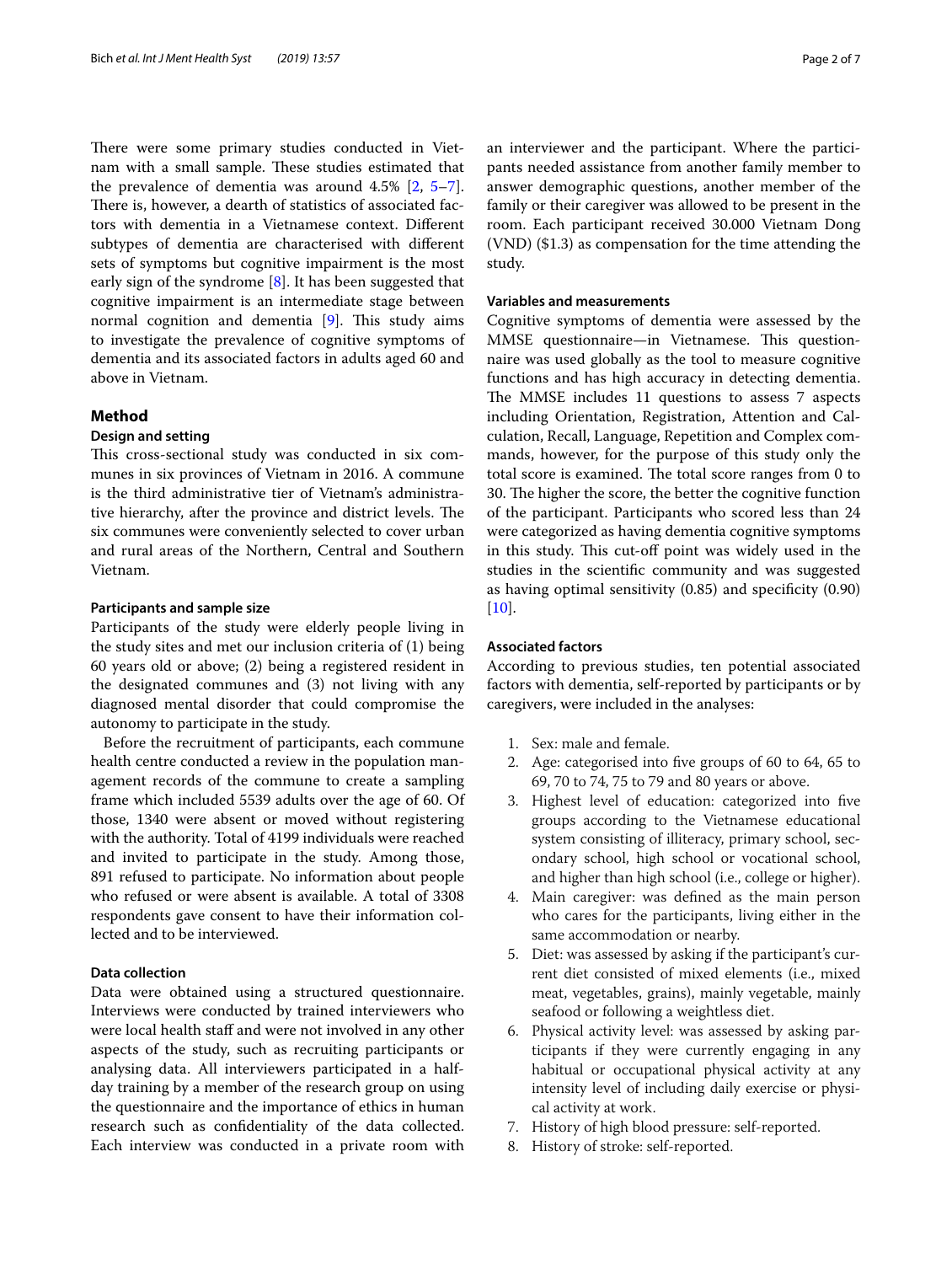There were some primary studies conducted in Vietnam with a small sample. These studies estimated that the prevalence of dementia was around 4.5% [2, 5–7]. There is, however, a dearth of statistics of associated factors with dementia in a Vietnamese context. Different subtypes of dementia are characterised with different sets of symptoms but cognitive impairment is the most early sign of the syndrome [8]. It has been suggested that cognitive impairment is an intermediate stage between normal cognition and dementia [9]. This study aims to investigate the prevalence of cognitive symptoms of dementia and its associated factors in adults aged 60 and above in Vietnam.

## Method

### Design and setting

This cross-sectional study was conducted in six communes in six provinces of Vietnam in 2016. A commune is the third administrative tier of Vietnam's administrative hierarchy, after the province and district levels. The six communes were conveniently selected to cover urban and rural areas of the Northern, Central and Southern Vietnam.

### Participants and sample size

Participants of the study were elderly people living in the study sites and met our inclusion criteria of (1) being 60 years old or above; (2) being a registered resident in the designated communes and (3) not living with any diagnosed mental disorder that could compromise the autonomy to participate in the study.

Before the recruitment of participants, each commune health centre conducted a review in the population management records of the commune to create a sampling frame which included 5539 adults over the age of 60. Of those, 1340 were absent or moved without registering with the authority. Total of 4199 individuals were reached and invited to participate in the study. Among those, 891 refused to participate. No information about people who refused or were absent is available. A total of 3308 respondents gave consent to have their information collected and to be interviewed.

### Data collection

Data were obtained using a structured questionnaire. Interviews were conducted by trained interviewers who were local health staff and were not involved in any other aspects of the study, such as recruiting participants or analysing data. All interviewers participated in a half-day training by a member of the research group on using the questionnaire and the importance of ethics in human research such as confidentiality of the data collected. Each interview was conducted in a private room with an interviewer and the participant. Where the participants needed assistance from another family member to answer demographic questions, another member of the family or their caregiver was allowed to be present in the room. Each participant received 30.000 Vietnam Dong (VND) ($1.3) as compensation for the time attending the study.

### Variables and measurements

Cognitive symptoms of dementia were assessed by the MMSE questionnaire—in Vietnamese. This questionnaire was used globally as the tool to measure cognitive functions and has high accuracy in detecting dementia. The MMSE includes 11 questions to assess 7 aspects including Orientation, Registration, Attention and Calculation, Recall, Language, Repetition and Complex commands, however, for the purpose of this study only the total score is examined. The total score ranges from 0 to 30. The higher the score, the better the cognitive function of the participant. Participants who scored less than 24 were categorized as having dementia cognitive symptoms in this study. This cut-off point was widely used in the studies in the scientific community and was suggested as having optimal sensitivity (0.85) and specificity (0.90) [10].

### Associated factors

According to previous studies, ten potential associated factors with dementia, self-reported by participants or by caregivers, were included in the analyses:

1. Sex: male and female.
2. Age: categorised into five groups of 60 to 64, 65 to 69, 70 to 74, 75 to 79 and 80 years or above.
3. Highest level of education: categorized into five groups according to the Vietnamese educational system consisting of illiteracy, primary school, secondary school, high school or vocational school, and higher than high school (i.e., college or higher).
4. Main caregiver: was defined as the main person who cares for the participants, living either in the same accommodation or nearby.
5. Diet: was assessed by asking if the participant's current diet consisted of mixed elements (i.e., mixed meat, vegetables, grains), mainly vegetable, mainly seafood or following a weightless diet.
6. Physical activity level: was assessed by asking participants if they were currently engaging in any habitual or occupational physical activity at any intensity level of including daily exercise or physical activity at work.
7. History of high blood pressure: self-reported.
8. History of stroke: self-reported.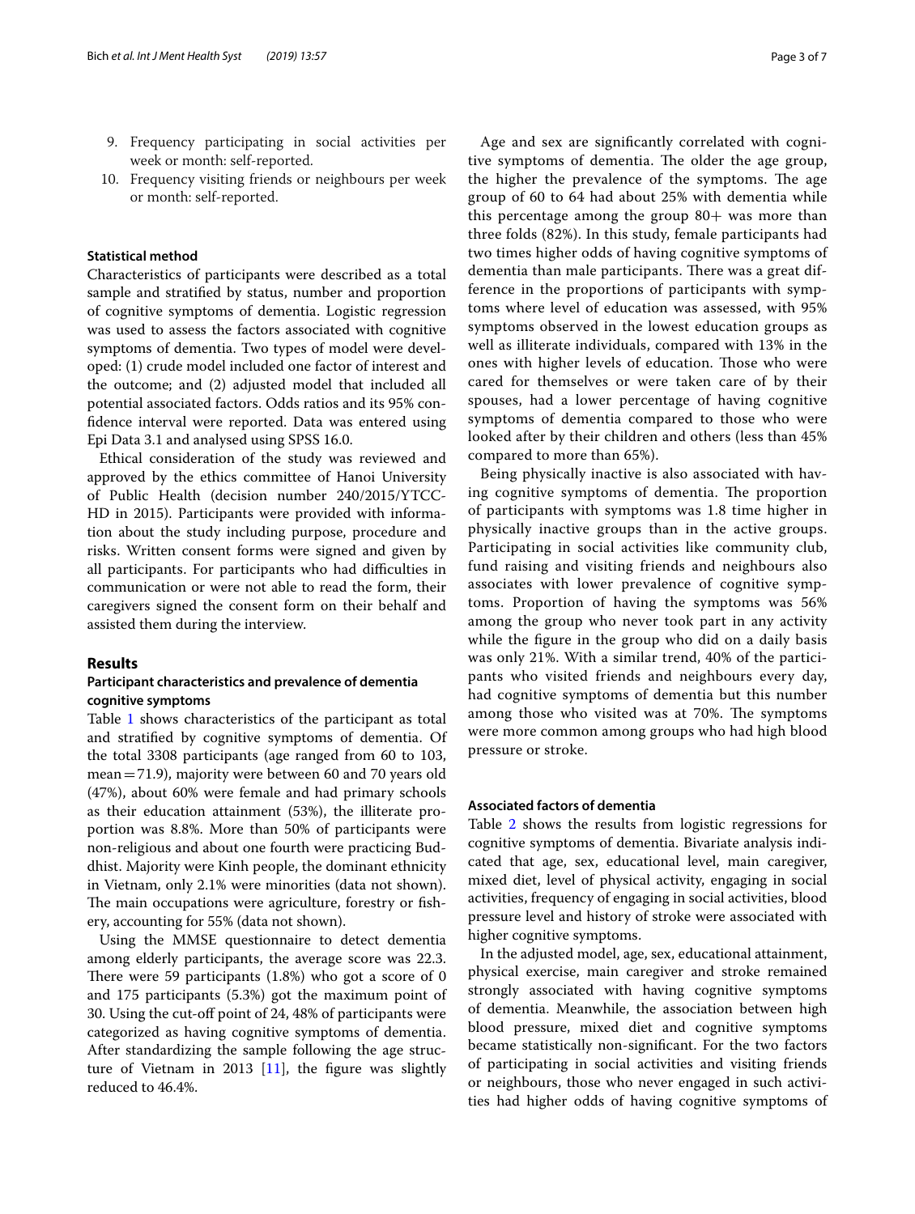9. Frequency participating in social activities per week or month: self-reported.
10. Frequency visiting friends or neighbours per week or month: self-reported.

### Statistical method

Characteristics of participants were described as a total sample and stratified by status, number and proportion of cognitive symptoms of dementia. Logistic regression was used to assess the factors associated with cognitive symptoms of dementia. Two types of model were developed: (1) crude model included one factor of interest and the outcome; and (2) adjusted model that included all potential associated factors. Odds ratios and its 95% confidence interval were reported. Data was entered using Epi Data 3.1 and analysed using SPSS 16.0.

Ethical consideration of the study was reviewed and approved by the ethics committee of Hanoi University of Public Health (decision number 240/2015/YTCC-HD in 2015). Participants were provided with information about the study including purpose, procedure and risks. Written consent forms were signed and given by all participants. For participants who had difficulties in communication or were not able to read the form, their caregivers signed the consent form on their behalf and assisted them during the interview.

## Results

### Participant characteristics and prevalence of dementia cognitive symptoms

Table 1 shows characteristics of the participant as total and stratified by cognitive symptoms of dementia. Of the total 3308 participants (age ranged from 60 to 103, mean = 71.9), majority were between 60 and 70 years old (47%), about 60% were female and had primary schools as their education attainment (53%), the illiterate proportion was 8.8%. More than 50% of participants were non-religious and about one fourth were practicing Buddhist. Majority were Kinh people, the dominant ethnicity in Vietnam, only 2.1% were minorities (data not shown). The main occupations were agriculture, forestry or fishery, accounting for 55% (data not shown).

Using the MMSE questionnaire to detect dementia among elderly participants, the average score was 22.3. There were 59 participants (1.8%) who got a score of 0 and 175 participants (5.3%) got the maximum point of 30. Using the cut-off point of 24, 48% of participants were categorized as having cognitive symptoms of dementia. After standardizing the sample following the age structure of Vietnam in 2013 [11], the figure was slightly reduced to 46.4%.

Age and sex are significantly correlated with cognitive symptoms of dementia. The older the age group, the higher the prevalence of the symptoms. The age group of 60 to 64 had about 25% with dementia while this percentage among the group 80+ was more than three folds (82%). In this study, female participants had two times higher odds of having cognitive symptoms of dementia than male participants. There was a great difference in the proportions of participants with symptoms where level of education was assessed, with 95% symptoms observed in the lowest education groups as well as illiterate individuals, compared with 13% in the ones with higher levels of education. Those who were cared for themselves or were taken care of by their spouses, had a lower percentage of having cognitive symptoms of dementia compared to those who were looked after by their children and others (less than 45% compared to more than 65%).

Being physically inactive is also associated with having cognitive symptoms of dementia. The proportion of participants with symptoms was 1.8 time higher in physically inactive groups than in the active groups. Participating in social activities like community club, fund raising and visiting friends and neighbours also associates with lower prevalence of cognitive symptoms. Proportion of having the symptoms was 56% among the group who never took part in any activity while the figure in the group who did on a daily basis was only 21%. With a similar trend, 40% of the participants who visited friends and neighbours every day, had cognitive symptoms of dementia but this number among those who visited was at 70%. The symptoms were more common among groups who had high blood pressure or stroke.

### Associated factors of dementia

Table 2 shows the results from logistic regressions for cognitive symptoms of dementia. Bivariate analysis indicated that age, sex, educational level, main caregiver, mixed diet, level of physical activity, engaging in social activities, frequency of engaging in social activities, blood pressure level and history of stroke were associated with higher cognitive symptoms.

In the adjusted model, age, sex, educational attainment, physical exercise, main caregiver and stroke remained strongly associated with having cognitive symptoms of dementia. Meanwhile, the association between high blood pressure, mixed diet and cognitive symptoms became statistically non-significant. For the two factors of participating in social activities and visiting friends or neighbours, those who never engaged in such activities had higher odds of having cognitive symptoms of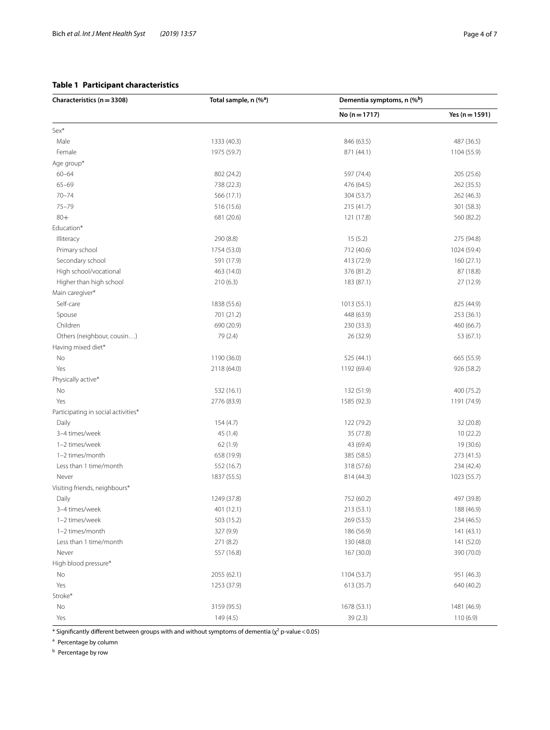**Table 1 Participant characteristics**

| Characteristics (n = 3308) | Total sample, n (%[a]) | Dementia symptoms, n (%[b]) | |
|---|---|---|---|
| | | No (n = 1717) | Yes (n = 1591) |
| Sex* | | | |
| Male | 1333 (40.3) | 846 (63.5) | 487 (36.5) |
| Female | 1975 (59.7) | 871 (44.1) | 1104 (55.9) |
| Age group* | | | |
| 60–64 | 802 (24.2) | 597 (74.4) | 205 (25.6) |
| 65–69 | 738 (22.3) | 476 (64.5) | 262 (35.5) |
| 70–74 | 566 (17.1) | 304 (53.7) | 262 (46.3) |
| 75–79 | 516 (15.6) | 215 (41.7) | 301 (58.3) |
| 80+ | 681 (20.6) | 121 (17.8) | 560 (82.2) |
| Education* | | | |
| Illiteracy | 290 (8.8) | 15 (5.2) | 275 (94.8) |
| Primary school | 1754 (53.0) | 712 (40.6) | 1024 (59.4) |
| Secondary school | 591 (17.9) | 413 (72.9) | 160 (27.1) |
| High school/vocational | 463 (14.0) | 376 (81.2) | 87 (18.8) |
| Higher than high school | 210 (6.3) | 183 (87.1) | 27 (12.9) |
| Main caregiver* | | | |
| Self-care | 1838 (55.6) | 1013 (55.1) | 825 (44.9) |
| Spouse | 701 (21.2) | 448 (63.9) | 253 (36.1) |
| Children | 690 (20.9) | 230 (33.3) | 460 (66.7) |
| Others (neighbour, cousin…) | 79 (2.4) | 26 (32.9) | 53 (67.1) |
| Having mixed diet* | | | |
| No | 1190 (36.0) | 525 (44.1) | 665 (55.9) |
| Yes | 2118 (64.0) | 1192 (69.4) | 926 (58.2) |
| Physically active* | | | |
| No | 532 (16.1) | 132 (51.9) | 400 (75.2) |
| Yes | 2776 (83.9) | 1585 (92.3) | 1191 (74.9) |
| Participating in social activities* | | | |
| Daily | 154 (4.7) | 122 (79.2) | 32 (20.8) |
| 3–4 times/week | 45 (1.4) | 35 (77.8) | 10 (22.2) |
| 1–2 times/week | 62 (1.9) | 43 (69.4) | 19 (30.6) |
| 1–2 times/month | 658 (19.9) | 385 (58.5) | 273 (41.5) |
| Less than 1 time/month | 552 (16.7) | 318 (57.6) | 234 (42.4) |
| Never | 1837 (55.5) | 814 (44.3) | 1023 (55.7) |
| Visiting friends, neighbours* | | | |
| Daily | 1249 (37.8) | 752 (60.2) | 497 (39.8) |
| 3–4 times/week | 401 (12.1) | 213 (53.1) | 188 (46.9) |
| 1–2 times/week | 503 (15.2) | 269 (53.5) | 234 (46.5) |
| 1–2 times/month | 327 (9.9) | 186 (56.9) | 141 (43.1) |
| Less than 1 time/month | 271 (8.2) | 130 (48.0) | 141 (52.0) |
| Never | 557 (16.8) | 167 (30.0) | 390 (70.0) |
| High blood pressure* | | | |
| No | 2055 (62.1) | 1104 (53.7) | 951 (46.3) |
| Yes | 1253 (37.9) | 613 (35.7) | 640 (40.2) |
| Stroke* | | | |
| No | 3159 (95.5) | 1678 (53.1) | 1481 (46.9) |
| Yes | 149 (4.5) | 39 (2.3) | 110 (6.9) |

* Significantly different between groups with and without symptoms of dementia ($\chi^2$ p-value < 0.05)

[a] Percentage by column

[b] Percentage by row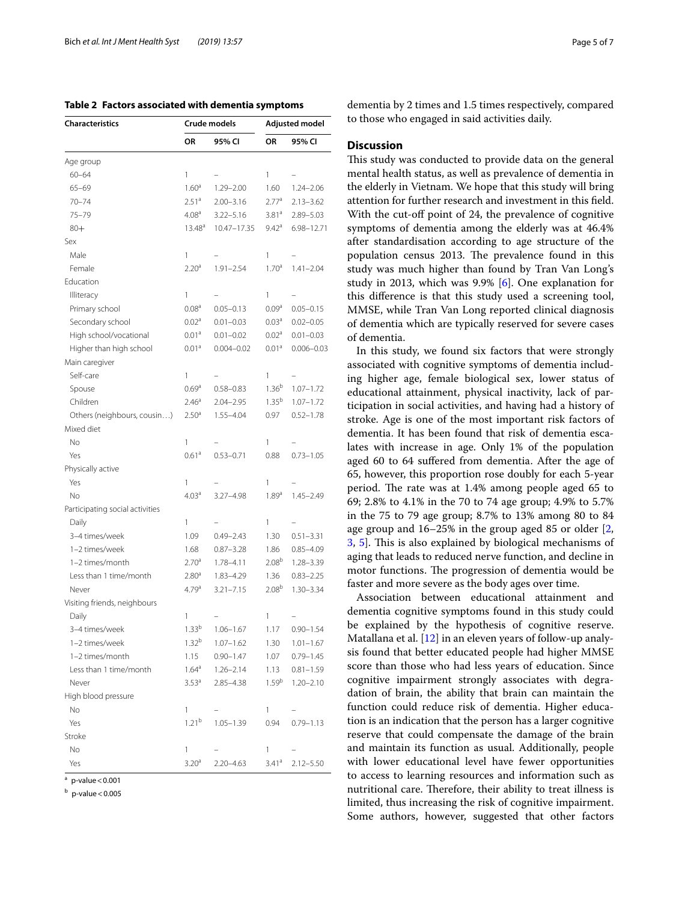**Table 2 Factors associated with dementia symptoms**

| Characteristics | Crude models | | Adjusted model | |
|---|---|---|---|---|
| | OR | 95% CI | OR | 95% CI |
| Age group | | | | |
| 60–64 | 1 | – | 1 | – |
| 65–69 | 1.60[a] | 1.29–2.00 | 1.60 | 1.24–2.06 |
| 70–74 | 2.51[a] | 2.00–3.16 | 2.77[a] | 2.13–3.62 |
| 75–79 | 4.08[a] | 3.22–5.16 | 3.81[a] | 2.89–5.03 |
| 80+ | 13.48[a] | 10.47–17.35 | 9.42[a] | 6.98–12.71 |
| Sex | | | | |
| Male | 1 | – | 1 | – |
| Female | 2.20[a] | 1.91–2.54 | 1.70[a] | 1.41–2.04 |
| Education | | | | |
| Illiteracy | 1 | – | 1 | – |
| Primary school | 0.08[a] | 0.05–0.13 | 0.09[a] | 0.05–0.15 |
| Secondary school | 0.02[a] | 0.01–0.03 | 0.03[a] | 0.02–0.05 |
| High school/vocational | 0.01[a] | 0.01–0.02 | 0.02[a] | 0.01–0.03 |
| Higher than high school | 0.01[a] | 0.004–0.02 | 0.01[a] | 0.006–0.03 |
| Main caregiver | | | | |
| Self-care | 1 | – | 1 | – |
| Spouse | 0.69[a] | 0.58–0.83 | 1.36[b] | 1.07–1.72 |
| Children | 2.46[a] | 2.04–2.95 | 1.35[b] | 1.07–1.72 |
| Others (neighbours, cousin…) | 2.50[a] | 1.55–4.04 | 0.97 | 0.52–1.78 |
| Mixed diet | | | | |
| No | 1 | – | 1 | – |
| Yes | 0.61[a] | 0.53–0.71 | 0.88 | 0.73–1.05 |
| Physically active | | | | |
| Yes | 1 | – | 1 | – |
| No | 4.03[a] | 3.27–4.98 | 1.89[a] | 1.45–2.49 |
| Participating social activities | | | | |
| Daily | 1 | – | 1 | – |
| 3–4 times/week | 1.09 | 0.49–2.43 | 1.30 | 0.51–3.31 |
| 1–2 times/week | 1.68 | 0.87–3.28 | 1.86 | 0.85–4.09 |
| 1–2 times/month | 2.70[a] | 1.78–4.11 | 2.08[b] | 1.28–3.39 |
| Less than 1 time/month | 2.80[a] | 1.83–4.29 | 1.36 | 0.83–2.25 |
| Never | 4.79[a] | 3.21–7.15 | 2.08[b] | 1.30–3.34 |
| Visiting friends, neighbours | | | | |
| Daily | 1 | – | 1 | – |
| 3–4 times/week | 1.33[b] | 1.06–1.67 | 1.17 | 0.90–1.54 |
| 1–2 times/week | 1.32[b] | 1.07–1.62 | 1.30 | 1.01–1.67 |
| 1–2 times/month | 1.15 | 0.90–1.47 | 1.07 | 0.79–1.45 |
| Less than 1 time/month | 1.64[a] | 1.26–2.14 | 1.13 | 0.81–1.59 |
| Never | 3.53[a] | 2.85–4.38 | 1.59[b] | 1.20–2.10 |
| High blood pressure | | | | |
| No | 1 | – | 1 | – |
| Yes | 1.21[b] | 1.05–1.39 | 0.94 | 0.79–1.13 |
| Stroke | | | | |
| No | 1 | – | 1 | – |
| Yes | 3.20[a] | 2.20–4.63 | 3.41[a] | 2.12–5.50 |

[a] p-value < 0.001

[b] p-value < 0.005

dementia by 2 times and 1.5 times respectively, compared to those who engaged in said activities daily.

## Discussion

This study was conducted to provide data on the general mental health status, as well as prevalence of dementia in the elderly in Vietnam. We hope that this study will bring attention for further research and investment in this field. With the cut-off point of 24, the prevalence of cognitive symptoms of dementia among the elderly was at 46.4% after standardisation according to age structure of the population census 2013. The prevalence found in this study was much higher than found by Tran Van Long's study in 2013, which was 9.9% [6]. One explanation for this difference is that this study used a screening tool, MMSE, while Tran Van Long reported clinical diagnosis of dementia which are typically reserved for severe cases of dementia.

In this study, we found six factors that were strongly associated with cognitive symptoms of dementia including higher age, female biological sex, lower status of educational attainment, physical inactivity, lack of participation in social activities, and having had a history of stroke. Age is one of the most important risk factors of dementia. It has been found that risk of dementia escalates with increase in age. Only 1% of the population aged 60 to 64 suffered from dementia. After the age of 65, however, this proportion rose doubly for each 5-year period. The rate was at 1.4% among people aged 65 to 69; 2.8% to 4.1% in the 70 to 74 age group; 4.9% to 5.7% in the 75 to 79 age group; 8.7% to 13% among 80 to 84 age group and 16–25% in the group aged 85 or older [2, 3, 5]. This is also explained by biological mechanisms of aging that leads to reduced nerve function, and decline in motor functions. The progression of dementia would be faster and more severe as the body ages over time.

Association between educational attainment and dementia cognitive symptoms found in this study could be explained by the hypothesis of cognitive reserve. Matallana et al. [12] in an eleven years of follow-up analysis found that better educated people had higher MMSE score than those who had less years of education. Since cognitive impairment strongly associates with degradation of brain, the ability that brain can maintain the function could reduce risk of dementia. Higher education is an indication that the person has a larger cognitive reserve that could compensate the damage of the brain and maintain its function as usual. Additionally, people with lower educational level have fewer opportunities to access to learning resources and information such as nutritional care. Therefore, their ability to treat illness is limited, thus increasing the risk of cognitive impairment. Some authors, however, suggested that other factors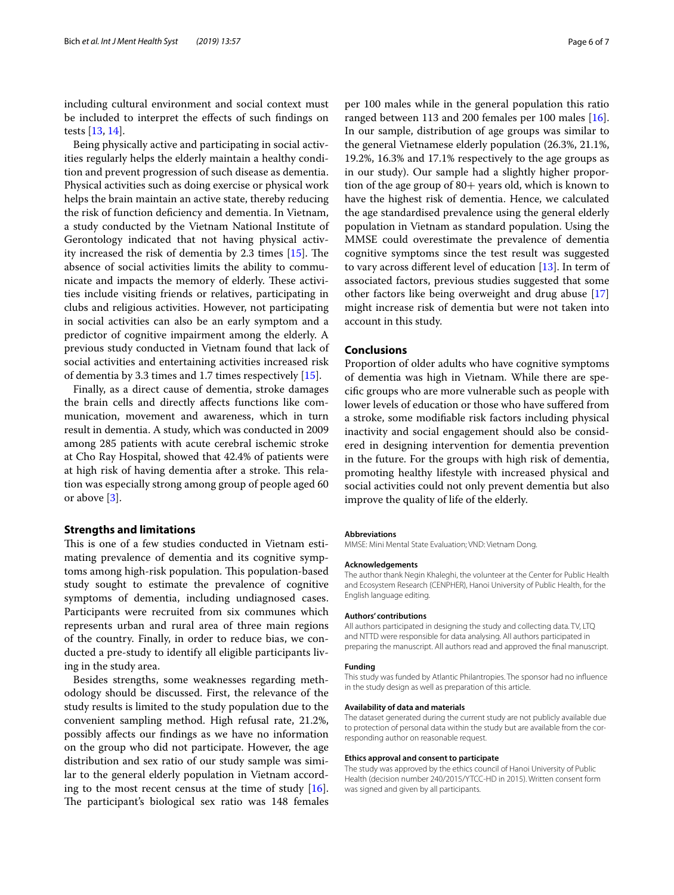including cultural environment and social context must be included to interpret the effects of such findings on tests [13, 14].

Being physically active and participating in social activities regularly helps the elderly maintain a healthy condition and prevent progression of such disease as dementia. Physical activities such as doing exercise or physical work helps the brain maintain an active state, thereby reducing the risk of function deficiency and dementia. In Vietnam, a study conducted by the Vietnam National Institute of Gerontology indicated that not having physical activity increased the risk of dementia by 2.3 times [15]. The absence of social activities limits the ability to communicate and impacts the memory of elderly. These activities include visiting friends or relatives, participating in clubs and religious activities. However, not participating in social activities can also be an early symptom and a predictor of cognitive impairment among the elderly. A previous study conducted in Vietnam found that lack of social activities and entertaining activities increased risk of dementia by 3.3 times and 1.7 times respectively [15].

Finally, as a direct cause of dementia, stroke damages the brain cells and directly affects functions like communication, movement and awareness, which in turn result in dementia. A study, which was conducted in 2009 among 285 patients with acute cerebral ischemic stroke at Cho Ray Hospital, showed that 42.4% of patients were at high risk of having dementia after a stroke. This relation was especially strong among group of people aged 60 or above [3].

## Strengths and limitations

This is one of a few studies conducted in Vietnam estimating prevalence of dementia and its cognitive symptoms among high-risk population. This population-based study sought to estimate the prevalence of cognitive symptoms of dementia, including undiagnosed cases. Participants were recruited from six communes which represents urban and rural area of three main regions of the country. Finally, in order to reduce bias, we conducted a pre-study to identify all eligible participants living in the study area.

Besides strengths, some weaknesses regarding methodology should be discussed. First, the relevance of the study results is limited to the study population due to the convenient sampling method. High refusal rate, 21.2%, possibly affects our findings as we have no information on the group who did not participate. However, the age distribution and sex ratio of our study sample was similar to the general elderly population in Vietnam according to the most recent census at the time of study [16]. The participant's biological sex ratio was 148 females per 100 males while in the general population this ratio ranged between 113 and 200 females per 100 males [16]. In our sample, distribution of age groups was similar to the general Vietnamese elderly population (26.3%, 21.1%, 19.2%, 16.3% and 17.1% respectively to the age groups as in our study). Our sample had a slightly higher proportion of the age group of 80+ years old, which is known to have the highest risk of dementia. Hence, we calculated the age standardised prevalence using the general elderly population in Vietnam as standard population. Using the MMSE could overestimate the prevalence of dementia cognitive symptoms since the test result was suggested to vary across different level of education [13]. In term of associated factors, previous studies suggested that some other factors like being overweight and drug abuse [17] might increase risk of dementia but were not taken into account in this study.

## Conclusions

Proportion of older adults who have cognitive symptoms of dementia was high in Vietnam. While there are specific groups who are more vulnerable such as people with lower levels of education or those who have suffered from a stroke, some modifiable risk factors including physical inactivity and social engagement should also be considered in designing intervention for dementia prevention in the future. For the groups with high risk of dementia, promoting healthy lifestyle with increased physical and social activities could not only prevent dementia but also improve the quality of life of the elderly.

#### Abbreviations

MMSE: Mini Mental State Evaluation; VND: Vietnam Dong.

#### Acknowledgements

The author thank Negin Khaleghi, the volunteer at the Center for Public Health and Ecosystem Research (CENPHER), Hanoi University of Public Health, for the English language editing.

#### Authors' contributions

All authors participated in designing the study and collecting data. TV, LTQ and NTTD were responsible for data analysing. All authors participated in preparing the manuscript. All authors read and approved the final manuscript.

#### Funding

This study was funded by Atlantic Philantropies. The sponsor had no influence in the study design as well as preparation of this article.

#### Availability of data and materials

The dataset generated during the current study are not publicly available due to protection of personal data within the study but are available from the corresponding author on reasonable request.

#### Ethics approval and consent to participate

The study was approved by the ethics council of Hanoi University of Public Health (decision number 240/2015/YTCC-HD in 2015). Written consent form was signed and given by all participants.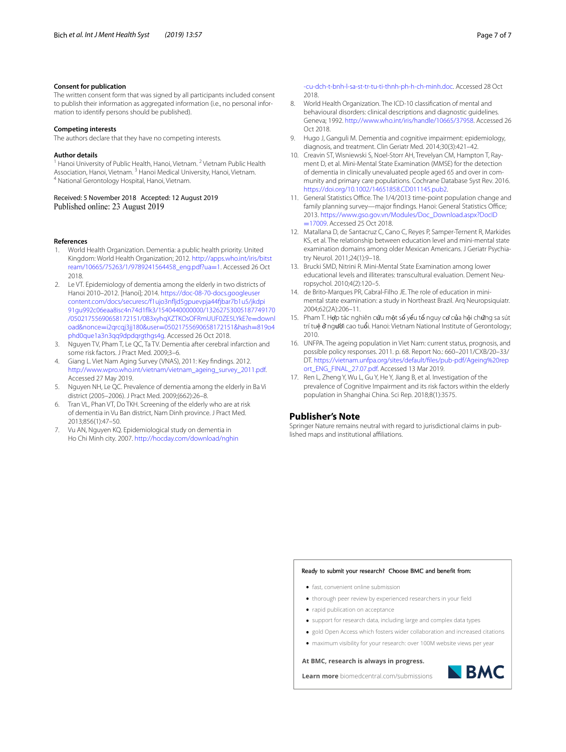### Consent for publication

The written consent form that was signed by all participants included consent to publish their information as aggregated information (i.e., no personal information to identify persons should be published).

### Competing interests

The authors declare that they have no competing interests.

### Author details

[1] Hanoi University of Public Health, Hanoi, Vietnam. [2] Vietnam Public Health Association, Hanoi, Vietnam. [3] Hanoi Medical University, Hanoi, Vietnam. [4] National Gerontology Hospital, Hanoi, Vietnam.

Received: 5 November 2018 Accepted: 12 August 2019
Published online: 23 August 2019

### References

1. World Health Organization. Dementia: a public health priority. United Kingdom: World Health Organization; 2012. http://apps.who.int/iris/bitstream/10665/75263/1/9789241564458_eng.pdf?ua=1. Accessed 26 Oct 2018.
2. Le VT. Epidemiology of dementia among the elderly in two districts of Hanoi 2010–2012. [Hanoi]; 2014. https://doc-08-70-docs.googleusercontent.com/docs/securesc/f1ujo3nfljd5gpuevpja44fjbar7b1u5/jkdpi91gu992c06eaa8isc4n74d1flk3/1540440000000/13262753005187749170/05021755690658172151/0B3xyhqXZTKOsOFRmUUF0ZE5LYkE?e=download&nonce=i2qrcqj3jj180&user=05021755690658172151&hash=819o4phd0que1a3n3qq9dpdqrgthgs4g. Accessed 26 Oct 2018.
3. Nguyen TV, Pham T, Le QC, Ta TV. Dementia after cerebral infarction and some risk factors. J Pract Med. 2009;3–6.
4. Giang L. Viet Nam Aging Survey (VNAS), 2011: Key findings. 2012. http://www.wpro.who.int/vietnam/vietnam_ageing_survey_2011.pdf. Accessed 27 May 2019.
5. Nguyen NH, Le QC. Prevalence of dementia among the elderly in Ba Vi district (2005–2006). J Pract Med. 2009;(662):26–8.
6. Tran VL, Phan VT, Do TKH. Screening of the elderly who are at risk of dementia in Vu Ban district, Nam Dinh province. J Pract Med. 2013;856(1):47–50.
7. Vu AN, Nguyen KQ. Epidemiological study on dementia in Ho Chi Minh city. 2007. http://hocday.com/download/nghin-cu-dch-t-bnh-l-sa-st-tr-tu-ti-thnh-ph-h-ch-minh.doc. Accessed 28 Oct 2018.
8. World Health Organization. The ICD-10 classification of mental and behavioural disorders: clinical descriptions and diagnostic guidelines. Geneva; 1992. http://www.who.int/iris/handle/10665/37958. Accessed 26 Oct 2018.
9. Hugo J, Ganguli M. Dementia and cognitive impairment: epidemiology, diagnosis, and treatment. Clin Geriatr Med. 2014;30(3):421–42.
10. Creavin ST, Wisniewski S, Noel-Storr AH, Trevelyan CM, Hampton T, Rayment D, et al. Mini-Mental State Examination (MMSE) for the detection of dementia in clinically unevaluated people aged 65 and over in community and primary care populations. Cochrane Database Syst Rev. 2016. https://doi.org/10.1002/14651858.CD011145.pub2.
11. General Statistics Office. The 1/4/2013 time-point population change and family planning survey—major findings. Hanoi: General Statistics Office; 2013. https://www.gso.gov.vn/Modules/Doc_Download.aspx?DocID=17009. Accessed 25 Oct 2018.
12. Matallana D, de Santacruz C, Cano C, Reyes P, Samper-Ternent R, Markides KS, et al. The relationship between education level and mini-mental state examination domains among older Mexican Americans. J Geriatr Psychiatry Neurol. 2011;24(1):9–18.
13. Brucki SMD, Nitrini R. Mini-Mental State Examination among lower educational levels and illiterates: transcultural evaluation. Dement Neuropsychol. 2010;4(2):120–5.
14. de Brito-Marques PR, Cabral-Filho JE. The role of education in mini-mental state examination: a study in Northeast Brazil. Arq Neuropsiquiatr. 2004;62(2A):206–11.
15. Pham T. Hợp tác nghiên cứu một số yếu tố nguy cơ của hội chứng sa sút trí tuệ ở người cao tuổi. Hanoi: Vietnam National Institute of Gerontology; 2010.
16. UNFPA. The ageing population in Viet Nam: current status, prognosis, and possible policy responses. 2011. p. 68. Report No.: 660–2011/CXB/20–33/DT. https://vietnam.unfpa.org/sites/default/files/pub-pdf/Ageing%20report_ENG_FINAL_27.07.pdf. Accessed 13 Mar 2019.
17. Ren L, Zheng Y, Wu L, Gu Y, He Y, Jiang B, et al. Investigation of the prevalence of Cognitive Impairment and its risk factors within the elderly population in Shanghai China. Sci Rep. 2018;8(1):3575.

## Publisher's Note

Springer Nature remains neutral with regard to jurisdictional claims in published maps and institutional affiliations.

Ready to submit your research? Choose BMC and benefit from:

- fast, convenient online submission
- thorough peer review by experienced researchers in your field
- rapid publication on acceptance
- support for research data, including large and complex data types
- gold Open Access which fosters wider collaboration and increased citations
- maximum visibility for your research: over 100M website views per year

**At BMC, research is always in progress.**

**Learn more** biomedcentral.com/submissions

BMC